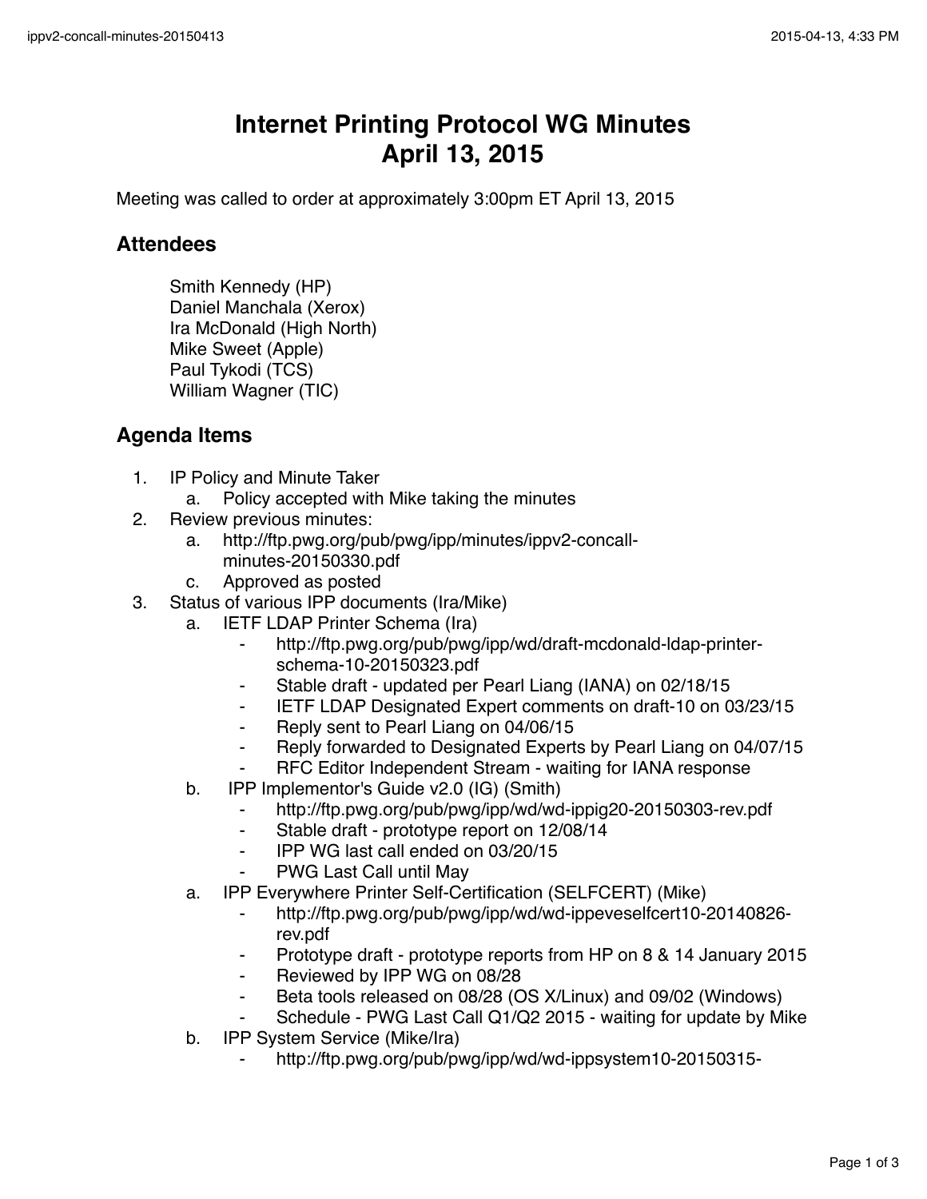#  Internet Printing Protocol WG Minutes April 13, 2015

Meeting was called to order at approximately 3:00pm ET April 13, 2015

## Attendees

Smith Kennedy (HP)
Daniel Manchala (Xerox)
Ira McDonald (High North)
Mike Sweet (Apple)
Paul Tykodi (TCS)
William Wagner (TIC)

## Agenda Items

1. IP Policy and Minute Taker
   a. Policy accepted with Mike taking the minutes
2. Review previous minutes:
   a. http://ftp.pwg.org/pub/pwg/ipp/minutes/ippv2-concall-minutes-20150330.pdf
   c. Approved as posted
3. Status of various IPP documents (Ira/Mike)
   a. IETF LDAP Printer Schema (Ira)
      - http://ftp.pwg.org/pub/pwg/ipp/wd/draft-mcdonald-ldap-printer-schema-10-20150323.pdf
      - Stable draft - updated per Pearl Liang (IANA) on 02/18/15
      - IETF LDAP Designated Expert comments on draft-10 on 03/23/15
      - Reply sent to Pearl Liang on 04/06/15
      - Reply forwarded to Designated Experts by Pearl Liang on 04/07/15
      - RFC Editor Independent Stream - waiting for IANA response
   b. IPP Implementor's Guide v2.0 (IG) (Smith)
      - http://ftp.pwg.org/pub/pwg/ipp/wd/wd-ippig20-20150303-rev.pdf
      - Stable draft - prototype report on 12/08/14
      - IPP WG last call ended on 03/20/15
      - PWG Last Call until May
   a. IPP Everywhere Printer Self-Certification (SELFCERT) (Mike)
      - http://ftp.pwg.org/pub/pwg/ipp/wd/wd-ippeveselfcert10-20140826-rev.pdf
      - Prototype draft - prototype reports from HP on 8 & 14 January 2015
      - Reviewed by IPP WG on 08/28
      - Beta tools released on 08/28 (OS X/Linux) and 09/02 (Windows)
      - Schedule - PWG Last Call Q1/Q2 2015 - waiting for update by Mike
   b. IPP System Service (Mike/Ira)
      - http://ftp.pwg.org/pub/pwg/ipp/wd/wd-ippsystem10-20150315-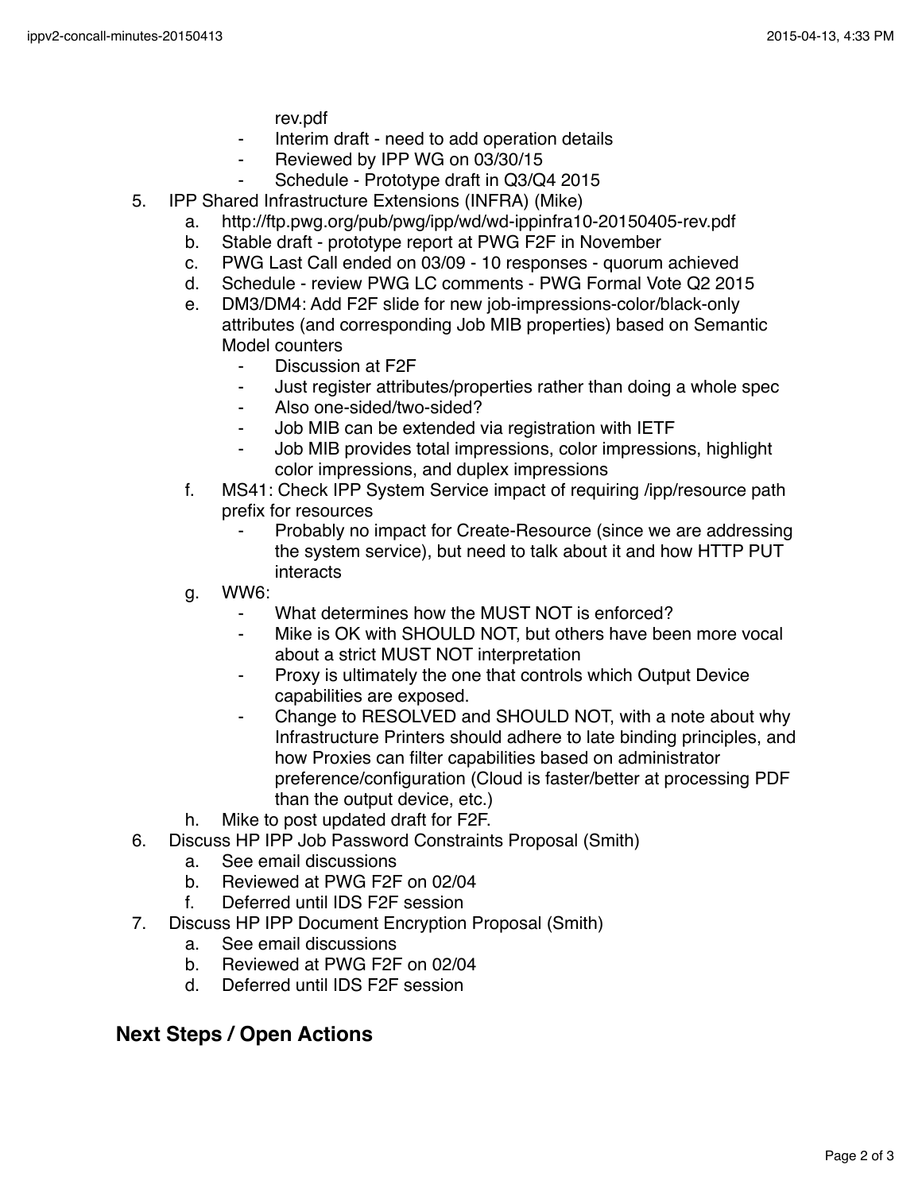rev.pdf
    - Interim draft - need to add operation details
    - Reviewed by IPP WG on 03/30/15
    - Schedule - Prototype draft in Q3/Q4 2015

5. IPP Shared Infrastructure Extensions (INFRA) (Mike)
    a. http://ftp.pwg.org/pub/pwg/ipp/wd/wd-ippinfra10-20150405-rev.pdf
    b. Stable draft - prototype report at PWG F2F in November
    c. PWG Last Call ended on 03/09 - 10 responses - quorum achieved
    d. Schedule - review PWG LC comments - PWG Formal Vote Q2 2015
    e. DM3/DM4: Add F2F slide for new job-impressions-color/black-only attributes (and corresponding Job MIB properties) based on Semantic Model counters
        - Discussion at F2F
        - Just register attributes/properties rather than doing a whole spec
        - Also one-sided/two-sided?
        - Job MIB can be extended via registration with IETF
        - Job MIB provides total impressions, color impressions, highlight color impressions, and duplex impressions
    f. MS41: Check IPP System Service impact of requiring /ipp/resource path prefix for resources
        - Probably no impact for Create-Resource (since we are addressing the system service), but need to talk about it and how HTTP PUT interacts
    g. WW6:
        - What determines how the MUST NOT is enforced?
        - Mike is OK with SHOULD NOT, but others have been more vocal about a strict MUST NOT interpretation
        - Proxy is ultimately the one that controls which Output Device capabilities are exposed.
        - Change to RESOLVED and SHOULD NOT, with a note about why Infrastructure Printers should adhere to late binding principles, and how Proxies can filter capabilities based on administrator preference/configuration (Cloud is faster/better at processing PDF than the output device, etc.)
    h. Mike to post updated draft for F2F.

6. Discuss HP IPP Job Password Constraints Proposal (Smith)
    a. See email discussions
    b. Reviewed at PWG F2F on 02/04
    f. Deferred until IDS F2F session

7. Discuss HP IPP Document Encryption Proposal (Smith)
    a. See email discussions
    b. Reviewed at PWG F2F on 02/04
    d. Deferred until IDS F2F session

## Next Steps / Open Actions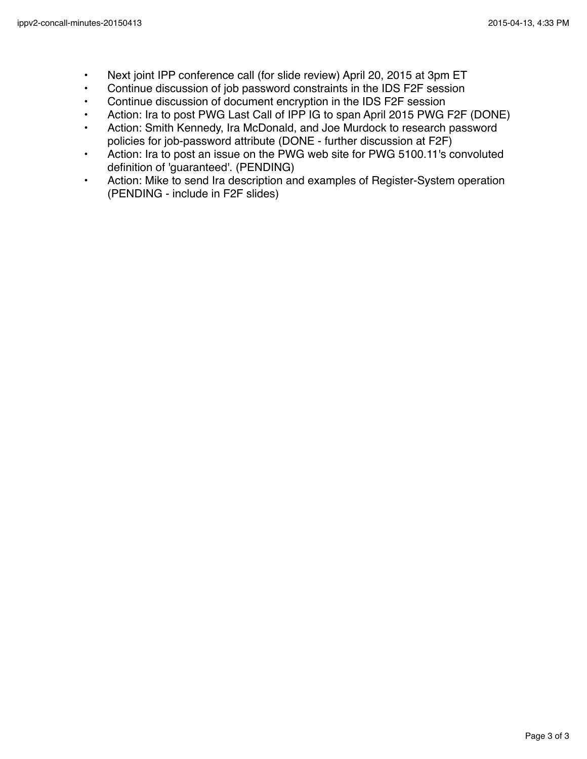- Next joint IPP conference call (for slide review) April 20, 2015 at 3pm ET
- Continue discussion of job password constraints in the IDS F2F session
- Continue discussion of document encryption in the IDS F2F session
- Action: Ira to post PWG Last Call of IPP IG to span April 2015 PWG F2F (DONE)
- Action: Smith Kennedy, Ira McDonald, and Joe Murdock to research password policies for job-password attribute (DONE - further discussion at F2F)
- Action: Ira to post an issue on the PWG web site for PWG 5100.11's convoluted definition of 'guaranteed'. (PENDING)
- Action: Mike to send Ira description and examples of Register-System operation (PENDING - include in F2F slides)